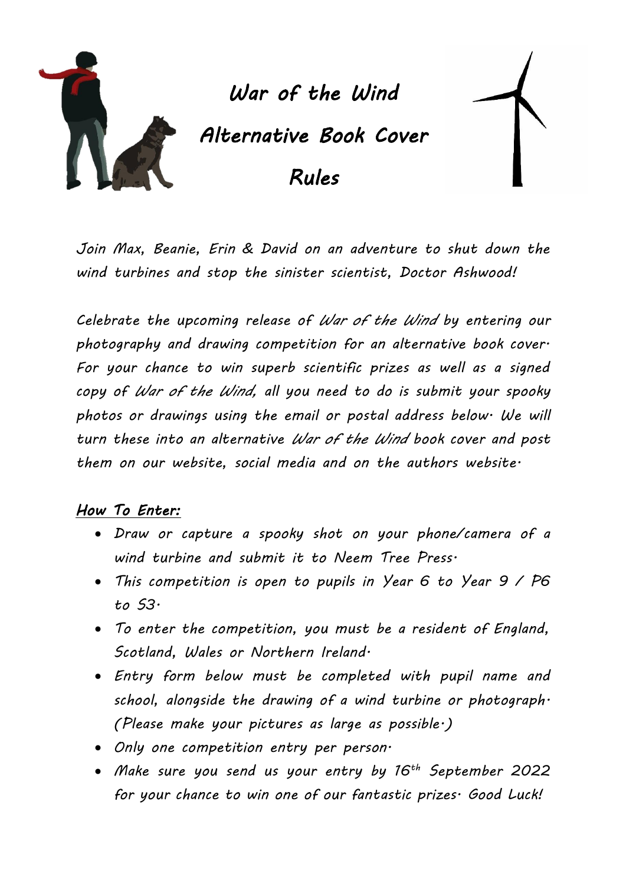# *War of the Wind*

# *Alternative Book Cover*

# *Rules*

*Join Max, Beanie, Erin & David on an adventure to shut down the wind turbines and stop the sinister scientist, Doctor Ashwood!*

*Celebrate the upcoming release of War of the Wind by entering our photography and drawing competition for an alternative book cover. For your chance to win superb scientific prizes as well as a signed copy of War of the Wind, all you need to do is submit your spooky photos or drawings using the email or postal address below. We will turn these into an alternative War of the Wind book cover and post them on our website, social media and on the authors website.*

## *How To Enter:*

- *Draw or capture a spooky shot on your phone/camera of a wind turbine and submit it to Neem Tree Press.*
- *This competition is open to pupils in Year 6 to Year 9 / P6 to S3.*
- *To enter the competition, you must be a resident of England, Scotland, Wales or Northern Ireland.*
- *Entry form below must be completed with pupil name and school, alongside the drawing of a wind turbine or photograph. (Please make your pictures as large as possible.)*
- *Only one competition entry per person.*
- *Make sure you send us your entry by 16th September 2022 for your chance to win one of our fantastic prizes. Good Luck!*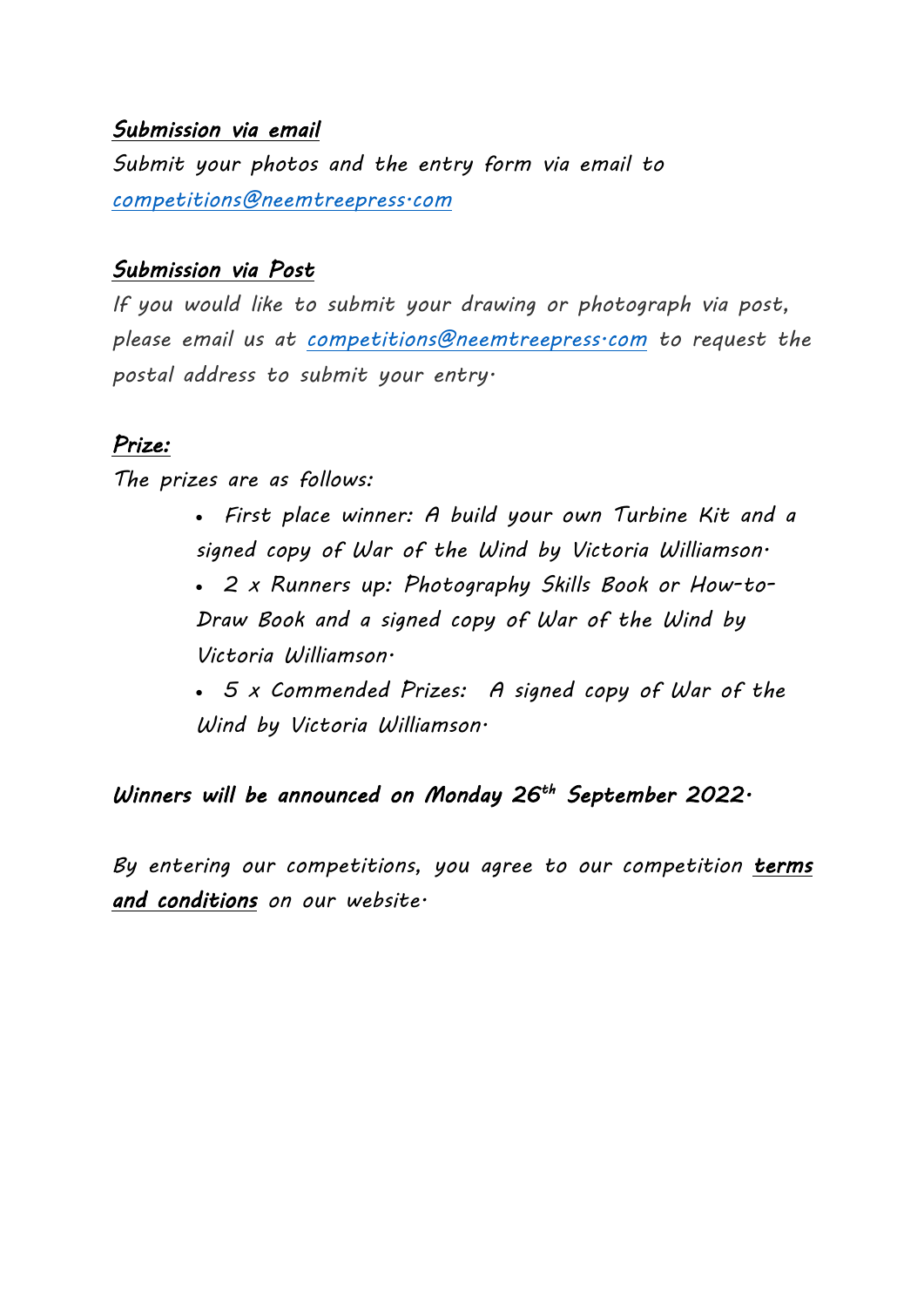***Submission via email***

*Submit your photos and the entry form via email to [competitions@neemtreepress.com](mailto:competitions@neemtreepress.com)*

***Submission via Post***

*If you would like to submit your drawing or photograph via post, please email us at [competitions@neemtreepress.com](mailto:competitions@neemtreepress.com) to request the postal address to submit your entry.*

***Prize:***

*The prizes are as follows:*

- *First place winner: A build your own Turbine Kit and a signed copy of War of the Wind by Victoria Williamson.*
- *2 x Runners up: Photography Skills Book or How-to-Draw Book and a signed copy of War of the Wind by Victoria Williamson.*
- *5 x Commended Prizes: A signed copy of War of the Wind by Victoria Williamson.*

***Winners will be announced on Monday 26th September 2022.***

*By entering our competitions, you agree to our competition **terms and conditions** on our website.*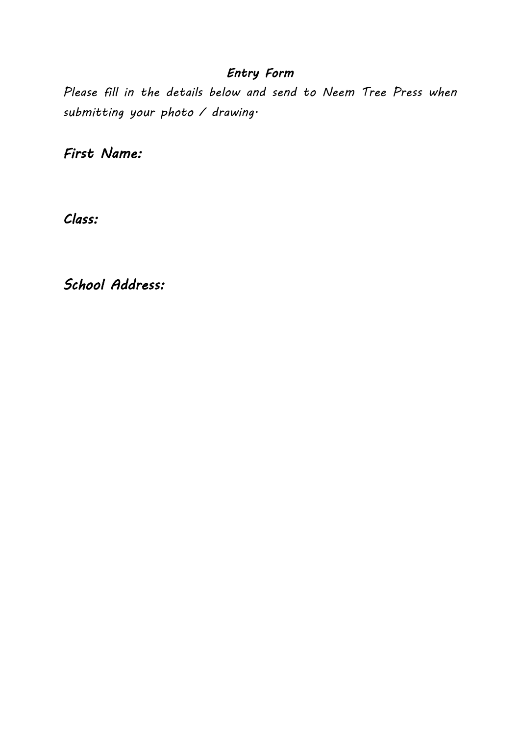## *Entry Form*

*Please fill in the details below and send to Neem Tree Press when submitting your photo / drawing.*

***First Name:***

***Class:***

***School Address:***